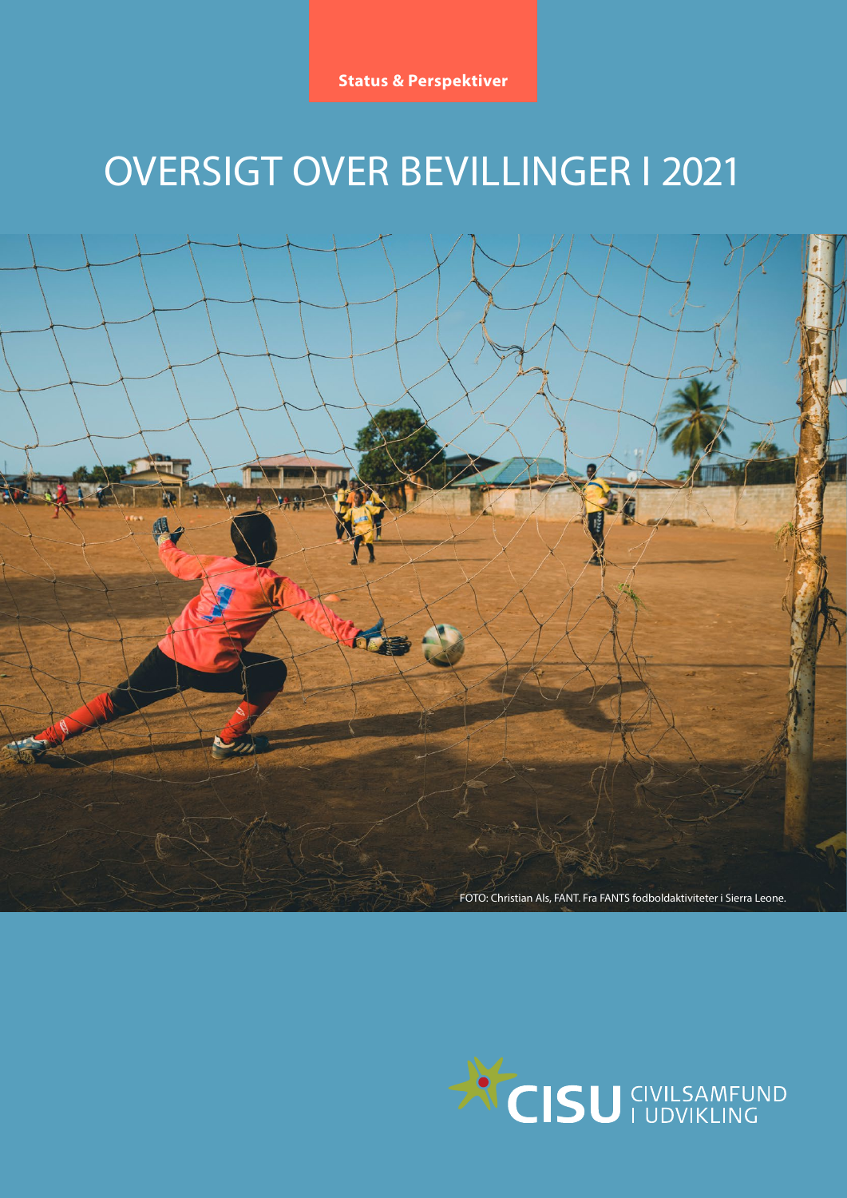**Status & Perspektiver**

# OVERSIGT OVER BEVILLINGER I 2021

FOTO: Christian Als, FANT. Fra FANTS fodboldaktiviteter i Sierra Leone.

CISU CIVILSAMFUND I UDVIKLING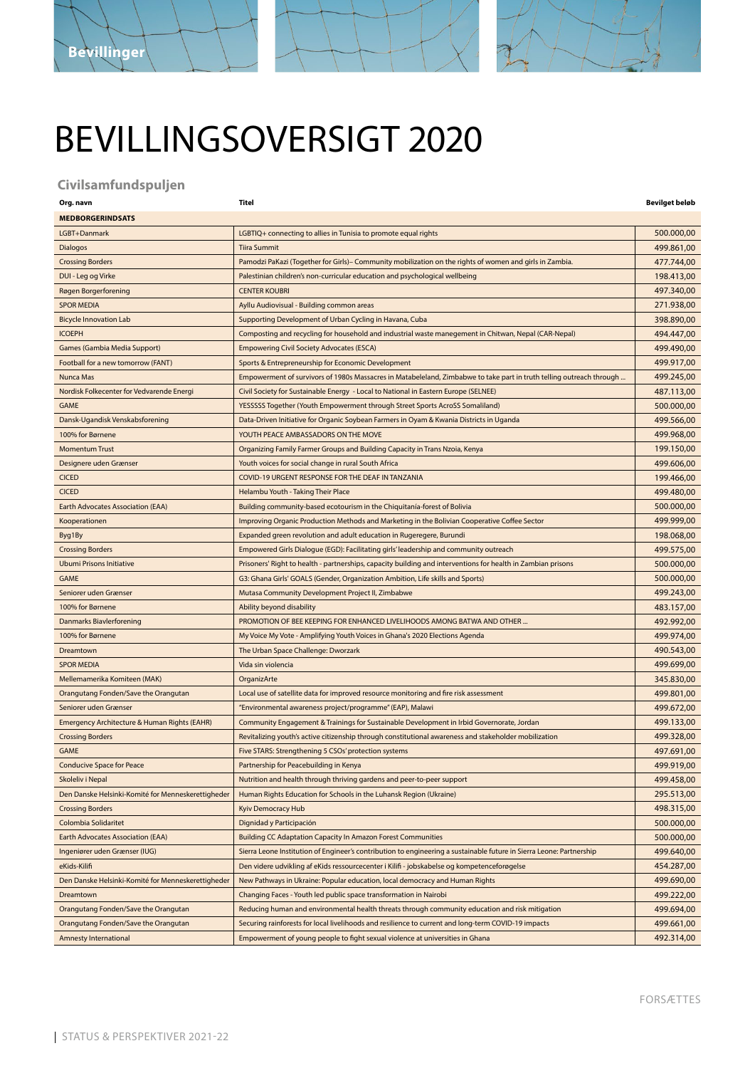Bevillinger

# BEVILLINGSOVERSIGT 2020

## Civilsamfundspuljen

| Org. navn | Titel | Bevilget beløb |
|---|---|---|
| **MEDBORGERINDSATS** | | |
| LGBT+Danmark | LGBTIQ+ connecting to allies in Tunisia to promote equal rights | 500.000,00 |
| Dialogos | Tiira Summit | 499.861,00 |
| Crossing Borders | Pamodzi PaKazi (Together for Girls)– Community mobilization on the rights of women and girls in Zambia. | 477.744,00 |
| DUI - Leg og Virke | Palestinian children's non-curricular education and psychological wellbeing | 198.413,00 |
| Røgen Borgerforening | CENTER KOUBRI | 497.340,00 |
| SPOR MEDIA | Ayllu Audiovisual - Building common areas | 271.938,00 |
| Bicycle Innovation Lab | Supporting Development of Urban Cycling in Havana, Cuba | 398.890,00 |
| ICOEPH | Composting and recycling for household and industrial waste manegement in Chitwan, Nepal (CAR-Nepal) | 494.447,00 |
| Games (Gambia Media Support) | Empowering Civil Society Advocates (ESCA) | 499.490,00 |
| Football for a new tomorrow (FANT) | Sports & Entrepreneurship for Economic Development | 499.917,00 |
| Nunca Mas | Empowerment of survivors of 1980s Massacres in Matabeleland, Zimbabwe to take part in truth telling outreach through ... | 499.245,00 |
| Nordisk Folkecenter for Vedvarende Energi | Civil Society for Sustainable Energy - Local to National in Eastern Europe (SELNEE) | 487.113,00 |
| GAME | YESSSSS Together (Youth Empowerment through Street Sports AcroSS Somaliland) | 500.000,00 |
| Dansk-Ugandisk Venskabsforening | Data-Driven Initiative for Organic Soybean Farmers in Oyam & Kwania Districts in Uganda | 499.566,00 |
| 100% for Børnene | YOUTH PEACE AMBASSADORS ON THE MOVE | 499.968,00 |
| Momentum Trust | Organizing Family Farmer Groups and Building Capacity in Trans Nzoia, Kenya | 199.150,00 |
| Designere uden Grænser | Youth voices for social change in rural South Africa | 499.606,00 |
| CICED | COVID-19 URGENT RESPONSE FOR THE DEAF IN TANZANIA | 199.466,00 |
| CICED | Helambu Youth - Taking Their Place | 499.480,00 |
| Earth Advocates Association (EAA) | Building community-based ecotourism in the Chiquitanía-forest of Bolivia | 500.000,00 |
| Kooperationen | Improving Organic Production Methods and Marketing in the Bolivian Cooperative Coffee Sector | 499.999,00 |
| Byg1By | Expanded green revolution and adult education in Rugeregere, Burundi | 198.068,00 |
| Crossing Borders | Empowered Girls Dialogue (EGD): Facilitating girls' leadership and community outreach | 499.575,00 |
| Ubumi Prisons Initiative | Prisoners' Right to health - partnerships, capacity building and interventions for health in Zambian prisons | 500.000,00 |
| GAME | G3: Ghana Girls' GOALS (Gender, Organization Ambition, Life skills and Sports) | 500.000,00 |
| Seniorer uden Grænser | Mutasa Community Development Project II, Zimbabwe | 499.243,00 |
| 100% for Børnene | Ability beyond disability | 483.157,00 |
| Danmarks Biavlerforening | PROMOTION OF BEE KEEPING FOR ENHANCED LIVELIHOODS AMONG BATWA AND OTHER ... | 492.992,00 |
| 100% for Børnene | My Voice My Vote - Amplifying Youth Voices in Ghana's 2020 Elections Agenda | 499.974,00 |
| Dreamtown | The Urban Space Challenge: Dworzark | 490.543,00 |
| SPOR MEDIA | Vida sin violencia | 499.699,00 |
| Mellemamerika Komiteen (MAK) | OrganizArte | 345.830,00 |
| Orangutang Fonden/Save the Orangutan | Local use of satellite data for improved resource monitoring and fire risk assessment | 499.801,00 |
| Seniorer uden Grænser | "Environmental awareness project/programme" (EAP), Malawi | 499.672,00 |
| Emergency Architecture & Human Rights (EAHR) | Community Engagement & Trainings for Sustainable Development in Irbid Governorate, Jordan | 499.133,00 |
| Crossing Borders | Revitalizing youth's active citizenship through constitutional awareness and stakeholder mobilization | 499.328,00 |
| GAME | Five STARS: Strengthening 5 CSOs' protection systems | 497.691,00 |
| Conducive Space for Peace | Partnership for Peacebuilding in Kenya | 499.919,00 |
| Skoleliv i Nepal | Nutrition and health through thriving gardens and peer-to-peer support | 499.458,00 |
| Den Danske Helsinki-Komité for Menneskerettigheder | Human Rights Education for Schools in the Luhansk Region (Ukraine) | 295.513,00 |
| Crossing Borders | Kyiv Democracy Hub | 498.315,00 |
| Colombia Solidaritet | Dignidad y Participación | 500.000,00 |
| Earth Advocates Association (EAA) | Building CC Adaptation Capacity In Amazon Forest Communities | 500.000,00 |
| Ingeniører uden Grænser (IUG) | Sierra Leone Institution of Engineer's contribution to engineering a sustainable future in Sierra Leone: Partnership | 499.640,00 |
| eKids-Kilifi | Den videre udvikling af eKids ressourcecenter i Kilifi - jobskabelse og kompetenceforøgelse | 454.287,00 |
| Den Danske Helsinki-Komité for Menneskerettigheder | New Pathways in Ukraine: Popular education, local democracy and Human Rights | 499.690,00 |
| Dreamtown | Changing Faces - Youth led public space transformation in Nairobi | 499.222,00 |
| Orangutang Fonden/Save the Orangutan | Reducing human and environmental health threats through community education and risk mitigation | 499.694,00 |
| Orangutang Fonden/Save the Orangutan | Securing rainforests for local livelihoods and resilience to current and long-term COVID-19 impacts | 499.661,00 |
| Amnesty International | Empowerment of young people to fight sexual violence at universities in Ghana | 492.314,00 |

FORSÆTTES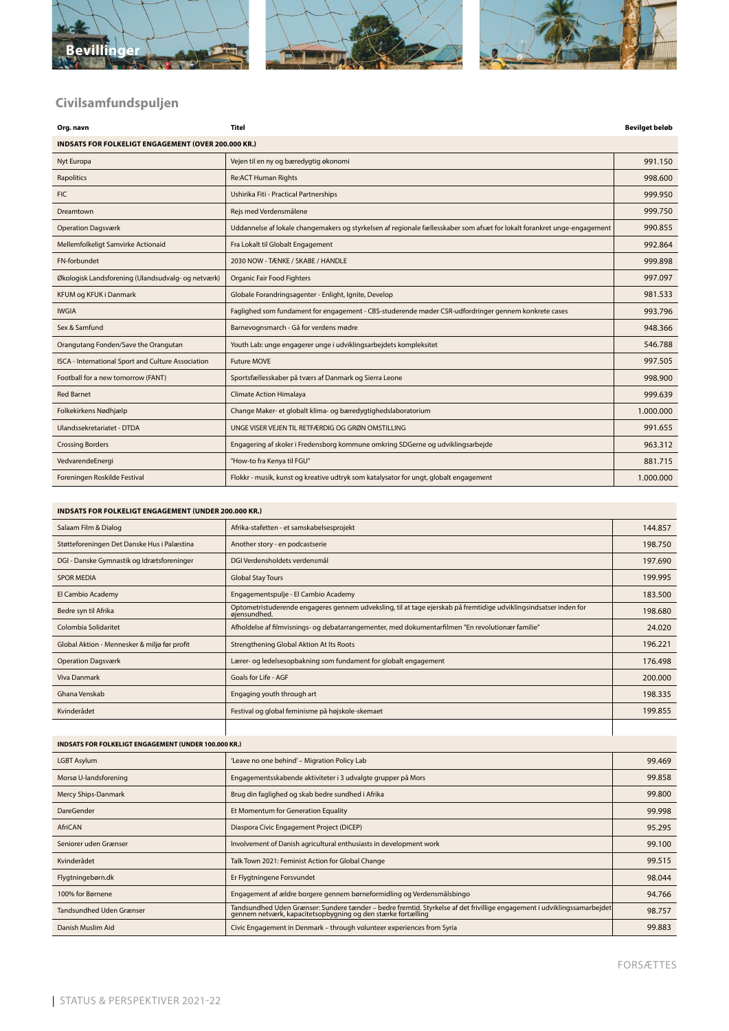# Bevillinger

## Civilsamfundspuljen

| Org. navn | Titel | Bevilget beløb |
|---|---|---|
| **INDSATS FOR FOLKELIGT ENGAGEMENT (OVER 200.000 KR.)** | | |
| Nyt Europa | Vejen til en ny og bæredygtig økonomi | 991.150 |
| Rapolitics | Re:ACT Human Rights | 998.600 |
| FIC | Ushirika Fiti - Practical Partnerships | 999.950 |
| Dreamtown | Rejs med Verdensmålene | 999.750 |
| Operation Dagsværk | Uddannelse af lokale changemakers og styrkelsen af regionale fællesskaber som afsæt for lokalt forankret unge-engagement | 990.855 |
| Mellemfolkeligt Samvirke Actionaid | Fra Lokalt til Globalt Engagement | 992.864 |
| FN-forbundet | 2030 NOW - TÆNKE / SKABE / HANDLE | 999.898 |
| Økologisk Landsforening (Ulandsudvalg- og netværk) | Organic Fair Food Fighters | 997.097 |
| KFUM og KFUK i Danmark | Globale Forandringsagenter - Enlight, Ignite, Develop | 981.533 |
| IWGIA | Faglighed som fundament for engagement - CBS-studerende møder CSR-udfordringer gennem konkrete cases | 993.796 |
| Sex & Samfund | Barnevognsmarch - Gå for verdens mødre | 948.366 |
| Orangutang Fonden/Save the Orangutan | Youth Lab: unge engagerer unge i udviklingsarbejdets kompleksitet | 546.788 |
| ISCA - International Sport and Culture Association | Future MOVE | 997.505 |
| Football for a new tomorrow (FANT) | Sportsfællesskaber på tværs af Danmark og Sierra Leone | 998.900 |
| Red Barnet | Climate Action Himalaya | 999.639 |
| Folkekirkens Nødhjælp | Change Maker- et globalt klima- og bæredygtighedslaboratorium | 1.000.000 |
| Ulandssekretariatet - DTDA | UNGE VISER VEJEN TIL RETFÆRDIG OG GRØN OMSTILLING | 991.655 |
| Crossing Borders | Engagering af skoler i Fredensborg kommune omkring SDGerne og udviklingsarbejde | 963.312 |
| VedvarendeEnergi | "How-to fra Kenya til FGU" | 881.715 |
| Foreningen Roskilde Festival | Flokkr - musik, kunst og kreative udtryk som katalysator for ungt, globalt engagement | 1.000.000 |
| **INDSATS FOR FOLKELIGT ENGAGEMENT (UNDER 200.000 KR.)** | | |
| Salaam Film & Dialog | Afrika-stafetten - et samskabelsesprojekt | 144.857 |
| Støtteforeningen Det Danske Hus i Palæstina | Another story - en podcastserie | 198.750 |
| DGI - Danske Gymnastik og Idrætsforeninger | DGI Verdensholdets verdensmål | 197.690 |
| SPOR MEDIA | Global Stay Tours | 199.995 |
| El Cambio Academy | Engagementspulje - El Cambio Academy | 183.500 |
| Bedre syn til Afrika | Optometristuderende engageres gennem udveksling, til at tage ejerskab på fremtidige udviklingsindsatser inden for øjensundhed. | 198.680 |
| Colombia Solidaritet | Afholdelse af filmvisnings- og debatarrangementer, med dokumentarfilmen "En revolutionær familie" | 24.020 |
| Global Aktion - Mennesker & miljø før profit | Strengthening Global Aktion At Its Roots | 196.221 |
| Operation Dagsværk | Lærer- og ledelsesopbakning som fundament for globalt engagement | 176.498 |
| Viva Danmark | Goals for Life - AGF | 200.000 |
| Ghana Venskab | Engaging youth through art | 198.335 |
| Kvinderådet | Festival og global feminisme på højskole-skemaet | 199.855 |
| **INDSATS FOR FOLKELIGT ENGAGEMENT (UNDER 100.000 KR.)** | | |
| LGBT Asylum | 'Leave no one behind' – Migration Policy Lab | 99.469 |
| Morsø U-landsforening | Engagementsskabende aktiviteter i 3 udvalgte grupper på Mors | 99.858 |
| Mercy Ships-Danmark | Brug din faglighed og skab bedre sundhed i Afrika | 99.800 |
| DareGender | Et Momentum for Generation Equality | 99.998 |
| AfriCAN | Diaspora Civic Engagement Project (DiCEP) | 95.295 |
| Seniorer uden Grænser | Involvement of Danish agricultural enthusiasts in development work | 99.100 |
| Kvinderådet | Talk Town 2021: Feminist Action for Global Change | 99.515 |
| Flygtningebørn.dk | Er Flygtningene Forsvundet | 98.044 |
| 100% for Børnene | Engagement af ældre borgere gennem børneformidling og Verdensmålsbingo | 94.766 |
| Tandsundhed Uden Grænser | Tandsundhed Uden Grænser: Sundere tænder – bedre fremtid. Styrkelse af det frivillige engagement i udviklingssamarbejdet gennem netværk, kapacitetsopbygning og den stærke fortælling | 98.757 |
| Danish Muslim Aid | Civic Engagement in Denmark – through volunteer experiences from Syria | 99.883 |

FORSÆTTES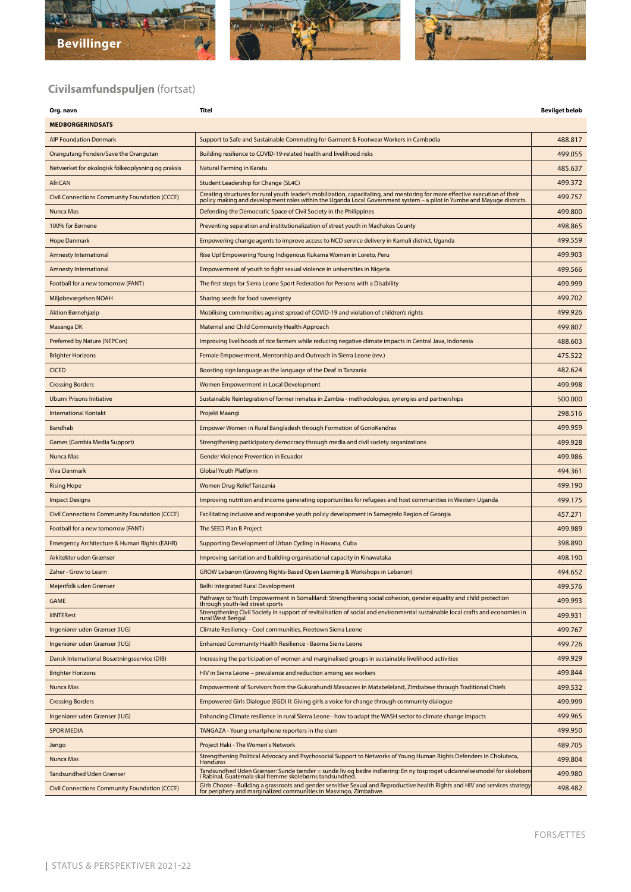# Bevillinger

## Civilsamfundspuljen (fortsat)

| Org. navn | Titel | Bevilget beløb |
|---|---|---|
| **MEDBORGERINDSATS** | | |
| AIP Foundation Denmark | Support to Safe and Sustainable Commuting for Garment & Footwear Workers in Cambodia | 488.817 |
| Orangutang Fonden/Save the Orangutan | Building resilience to COVID-19-related health and livelihood risks | 499.055 |
| Netværket for økologisk folkeoplysning og praksis | Natural Farming in Karatu | 485.637 |
| AfriCAN | Student Leadership for Change (SL4C) | 499.372 |
| Civil Connections Community Foundation (CCCF) | Creating structures for rural youth leader's mobilization, capacitating, and mentoring for more effective execution of their policy making and development roles within the Uganda Local Government system – a pilot in Yumbe and Mayuge districts. | 499.757 |
| Nunca Mas | Defending the Democratic Space of Civil Society in the Philippines | 499.800 |
| 100% for Børnene | Preventing separation and institutionalization of street youth in Machakos County | 498.865 |
| Hope Danmark | Empowering change agents to improve access to NCD service delivery in Kamuli district, Uganda | 499.559 |
| Amnesty International | Rise Up! Empowering Young Indigenous Kukama Women in Loreto, Peru | 499.903 |
| Amnesty International | Empowerment of youth to fight sexual violence in universities in Nigeria | 499.566 |
| Football for a new tomorrow (FANT) | The first steps for Sierra Leone Sport Federation for Persons with a Disability | 499.999 |
| Miljøbevægelsen NOAH | Sharing seeds for food sovereignty | 499.702 |
| Aktion Børnehjælp | Mobilising communities against spread of COVID-19 and violation of children's rights | 499.926 |
| Masanga DK | Maternal and Child Community Health Approach | 499.807 |
| Preferred by Nature (NEPCon) | Improving livelihoods of rice farmers while reducing negative climate impacts in Central Java, Indonesia | 488.603 |
| Brighter Horizons | Female Empowerment, Mentorship and Outreach in Sierra Leone (rev.) | 475.522 |
| CICED | Boosting sign language as the language of the Deaf in Tanzania | 482.624 |
| Crossing Borders | Women Empowerment in Local Development | 499.998 |
| Ubumi Prisons Initiative | Sustainable Reintegration of former inmates in Zambia - methodologies, synergies and partnerships | 500.000 |
| International Kontakt | Projekt Maangi | 298.516 |
| Bandhab | Empower Women in Rural Bangladesh through Formation of GonoKendras | 499.959 |
| Games (Gambia Media Support) | Strengthening participatory democracy through media and civil society organizations | 499.928 |
| Nunca Mas | Gender Violence Prevention in Ecuador | 499.986 |
| Viva Danmark | Global Youth Platform | 494.361 |
| Rising Hope | Women Drug Relief Tanzania | 499.190 |
| Impact Designs | Improving nutrition and income generating opportunities for refugees and host communities in Western Uganda | 499.175 |
| Civil Connections Community Foundation (CCCF) | Facilitating inclusive and responsive youth policy development in Samegrelo Region of Georgia | 457.271 |
| Football for a new tomorrow (FANT) | The SEED Plan B Project | 499.989 |
| Emergency Architecture & Human Rights (EAHR) | Supporting Development of Urban Cycling in Havana, Cuba | 398.890 |
| Arkitekter uden Grænser | Improving sanitation and building organisational capacity in Kinawataka | 498.190 |
| Zaher - Grow to Learn | GROW Lebanon (Growing Rights-Based Open Learning & Workshops in Lebanon) | 494.652 |
| Mejerifolk uden Grænser | Belhi Integrated Rural Development | 499.576 |
| GAME | Pathways to Youth Empowerment in Somaliland: Strengthening social cohesion, gender equality and child protection through youth-led street sports | 499.993 |
| iiINTERest | Strengthening Civil Society in support of revitalisation of social and environmental sustainable local crafts and economies in rural West Bengal | 499.931 |
| Ingeniører uden Grænser (IUG) | Climate Resiliency - Cool communities, Freetown Sierra Leone | 499.767 |
| Ingeniører uden Grænser (IUG) | Enhanced Community Health Resilience - Baoma Sierra Leone | 499.726 |
| Dansk International Bosætningsservice (DIB) | Increasing the participation of women and marginalised groups in sustainable livelihood activities | 499.929 |
| Brighter Horizons | HIV in Sierra Leone – prevalence and reduction among sex workers | 499.844 |
| Nunca Mas | Empowerment of Survivors from the Gukurahundi Massacres in Matabeleland, Zimbabwe through Traditional Chiefs | 499.532 |
| Crossing Borders | Empowered Girls Dialogue (EGD) II: Giving girls a voice for change through community dialogue | 499.999 |
| Ingeniører uden Grænser (IUG) | Enhancing Climate resilience in rural Sierra Leone - how to adapt the WASH sector to climate change impacts | 499.965 |
| SPOR MEDIA | TANGAZA - Young smartphone reporters in the slum | 499.950 |
| Jengo | Project Haki - The Women's Network | 489.705 |
| Nunca Mas | Strengthening Political Advocacy and Psychosocial Support to Networks of Young Human Rights Defenders in Choluteca, Honduras | 499.804 |
| Tandsundhed Uden Grænser | Tandsundhed Uden Grænser: Sunde tænder = sunde liv og bedre indlæring: En ny tosproget uddannelsesmodel for skolebørn i Rabinal, Guatemala skal fremme skolebørns tandsundhed. | 499.980 |
| Civil Connections Community Foundation (CCCF) | Girls Choose - Building a grassroots and gender sensitive Sexual and Reproductive health Rights and HIV and services strategy for periphery and marginalized communities in Masvingo, Zimbabwe. | 498.482 |

FORSÆTTES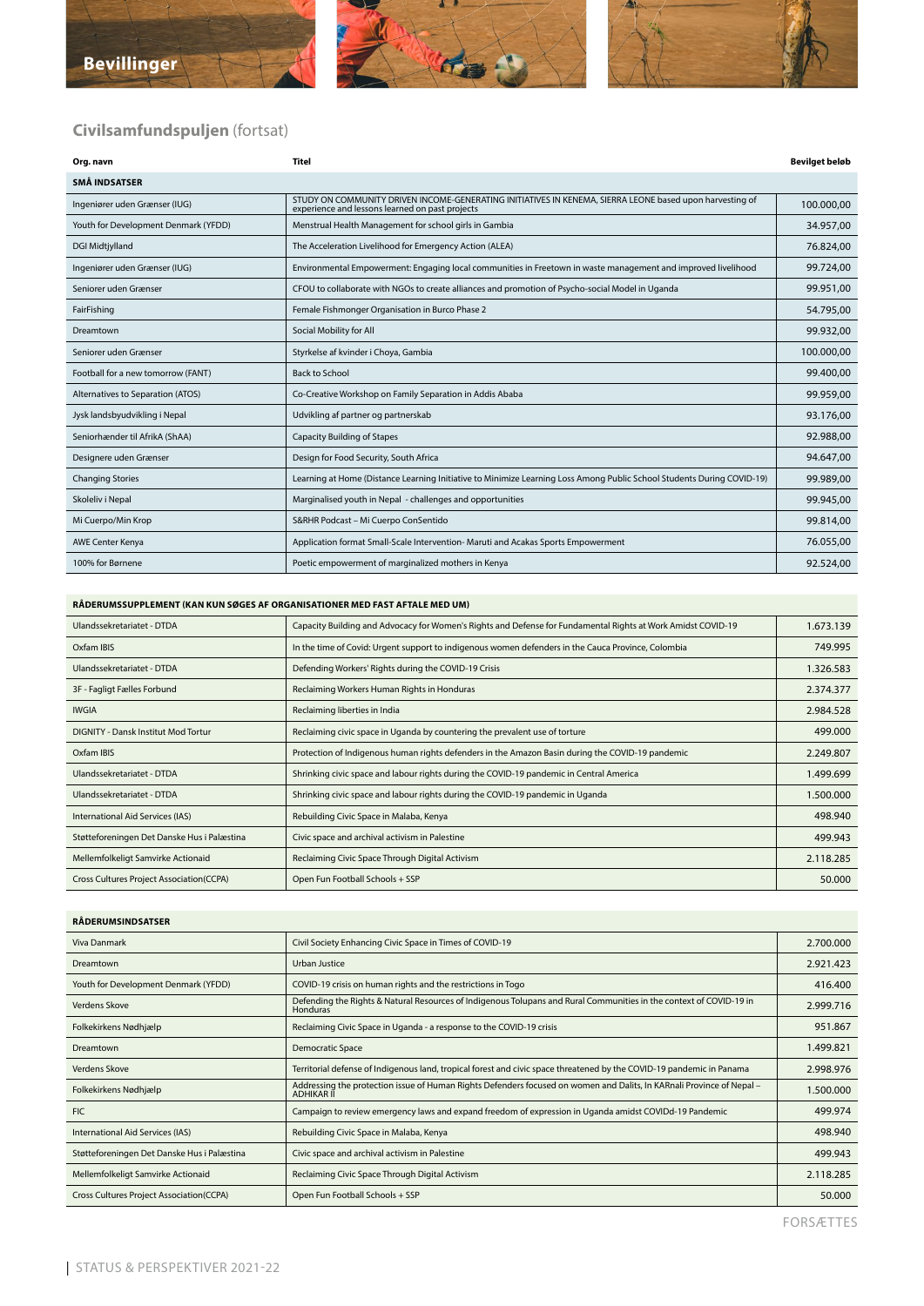## Bevillinger

## Civilsamfundspuljen (fortsat)

| Org. navn | Titel | Bevilget beløb |
|---|---|---|
| **SMÅ INDSATSER** | | |
| Ingeniører uden Grænser (IUG) | STUDY ON COMMUNITY DRIVEN INCOME-GENERATING INITIATIVES IN KENEMA, SIERRA LEONE based upon harvesting of experience and lessons learned on past projects | 100.000,00 |
| Youth for Development Denmark (YFDD) | Menstrual Health Management for school girls in Gambia | 34.957,00 |
| DGI Midtjylland | The Acceleration Livelihood for Emergency Action (ALEA) | 76.824,00 |
| Ingeniører uden Grænser (IUG) | Environmental Empowerment: Engaging local communities in Freetown in waste management and improved livelihood | 99.724,00 |
| Seniorer uden Grænser | CFOU to collaborate with NGOs to create alliances and promotion of Psycho-social Model in Uganda | 99.951,00 |
| FairFishing | Female Fishmonger Organisation in Burco Phase 2 | 54.795,00 |
| Dreamtown | Social Mobility for All | 99.932,00 |
| Seniorer uden Grænser | Styrkelse af kvinder i Choya, Gambia | 100.000,00 |
| Football for a new tomorrow (FANT) | Back to School | 99.400,00 |
| Alternatives to Separation (ATOS) | Co-Creative Workshop on Family Separation in Addis Ababa | 99.959,00 |
| Jysk landsbyudvikling i Nepal | Udvikling af partner og partnerskab | 93.176,00 |
| Seniorhænder til AfrikA (ShAA) | Capacity Building of Stapes | 92.988,00 |
| Designere uden Grænser | Design for Food Security, South Africa | 94.647,00 |
| Changing Stories | Learning at Home (Distance Learning Initiative to Minimize Learning Loss Among Public School Students During COVID-19) | 99.989,00 |
| Skoleliv i Nepal | Marginalised youth in Nepal - challenges and opportunities | 99.945,00 |
| Mi Cuerpo/Min Krop | S&RHR Podcast – Mi Cuerpo ConSentido | 99.814,00 |
| AWE Center Kenya | Application format Small-Scale Intervention- Maruti and Acakas Sports Empowerment | 76.055,00 |
| 100% for Børnene | Poetic empowerment of marginalized mothers in Kenya | 92.524,00 |

| **RÅDERUMSSUPPLEMENT (KAN KUN SØGES AF ORGANISATIONER MED FAST AFTALE MED UM)** | | |
|---|---|---|
| Ulandssekretariatet - DTDA | Capacity Building and Advocacy for Women's Rights and Defense for Fundamental Rights at Work Amidst COVID-19 | 1.673.139 |
| Oxfam IBIS | In the time of Covid: Urgent support to indigenous women defenders in the Cauca Province, Colombia | 749.995 |
| Ulandssekretariatet - DTDA | Defending Workers' Rights during the COVID-19 Crisis | 1.326.583 |
| 3F - Fagligt Fælles Forbund | Reclaiming Workers Human Rights in Honduras | 2.374.377 |
| IWGIA | Reclaiming liberties in India | 2.984.528 |
| DIGNITY - Dansk Institut Mod Tortur | Reclaiming civic space in Uganda by countering the prevalent use of torture | 499.000 |
| Oxfam IBIS | Protection of Indigenous human rights defenders in the Amazon Basin during the COVID-19 pandemic | 2.249.807 |
| Ulandssekretariatet - DTDA | Shrinking civic space and labour rights during the COVID-19 pandemic in Central America | 1.499.699 |
| Ulandssekretariatet - DTDA | Shrinking civic space and labour rights during the COVID-19 pandemic in Uganda | 1.500.000 |
| International Aid Services (IAS) | Rebuilding Civic Space in Malaba, Kenya | 498.940 |
| Støtteforeningen Det Danske Hus i Palæstina | Civic space and archival activism in Palestine | 499.943 |
| Mellemfolkeligt Samvirke Actionaid | Reclaiming Civic Space Through Digital Activism | 2.118.285 |
| Cross Cultures Project Association(CCPA) | Open Fun Football Schools + SSP | 50.000 |

| **RÅDERUMSINDSATSER** | | |
|---|---|---|
| Viva Danmark | Civil Society Enhancing Civic Space in Times of COVID-19 | 2.700.000 |
| Dreamtown | Urban Justice | 2.921.423 |
| Youth for Development Denmark (YFDD) | COVID-19 crisis on human rights and the restrictions in Togo | 416.400 |
| Verdens Skove | Defending the Rights & Natural Resources of Indigenous Tolupans and Rural Communities in the context of COVID-19 in Honduras | 2.999.716 |
| Folkekirkens Nødhjælp | Reclaiming Civic Space in Uganda - a response to the COVID-19 crisis | 951.867 |
| Dreamtown | Democratic Space | 1.499.821 |
| Verdens Skove | Territorial defense of Indigenous land, tropical forest and civic space threatened by the COVID-19 pandemic in Panama | 2.998.976 |
| Folkekirkens Nødhjælp | Addressing the protection issue of Human Rights Defenders focused on women and Dalits, In KARnali Province of Nepal – ADHIKAR II | 1.500.000 |
| FIC | Campaign to review emergency laws and expand freedom of expression in Uganda amidst COVIDd-19 Pandemic | 499.974 |
| International Aid Services (IAS) | Rebuilding Civic Space in Malaba, Kenya | 498.940 |
| Støtteforeningen Det Danske Hus i Palæstina | Civic space and archival activism in Palestine | 499.943 |
| Mellemfolkeligt Samvirke Actionaid | Reclaiming Civic Space Through Digital Activism | 2.118.285 |
| Cross Cultures Project Association(CCPA) | Open Fun Football Schools + SSP | 50.000 |

FORSÆTTES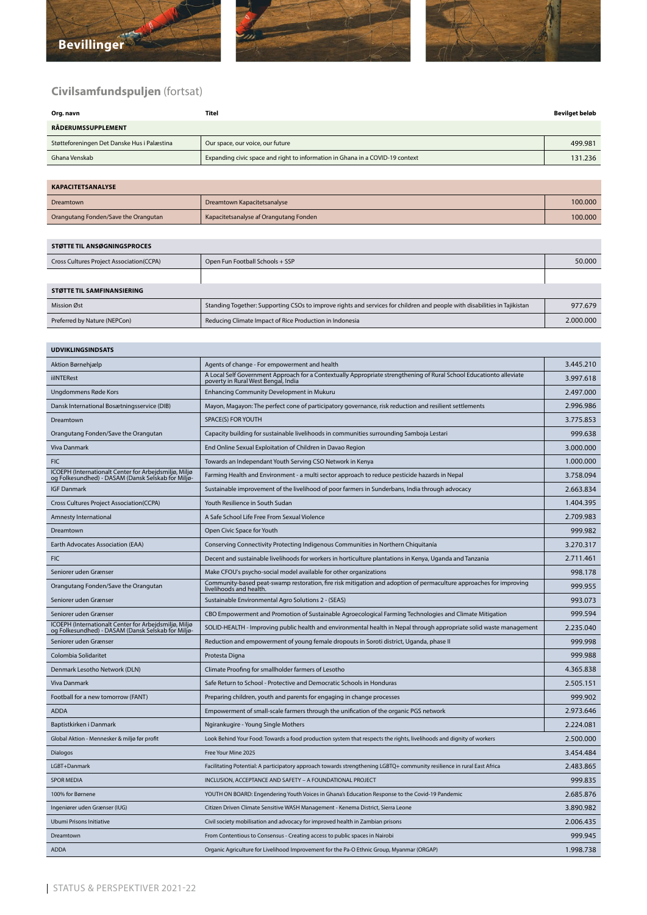## Bevillinger

## Civilsamfundspuljen (fortsat)

| Org. navn | Titel | Bevilget beløb |
|---|---|---|
| **RÅDERUMSSUPPLEMENT** | | |
| Støtteforeningen Det Danske Hus i Palæstina | Our space, our voice, our future | 499.981 |
| Ghana Venskab | Expanding civic space and right to information in Ghana in a COVID-19 context | 131.236 |
| **KAPACITETSANALYSE** | | |
| Dreamtown | Dreamtown Kapacitetsanalyse | 100.000 |
| Orangutang Fonden/Save the Orangutan | Kapacitetsanalyse af Orangutang Fonden | 100.000 |
| **STØTTE TIL ANSØGNINGSPROCES** | | |
| Cross Cultures Project Association(CCPA) | Open Fun Football Schools + SSP | 50.000 |
| **STØTTE TIL SAMFINANSIERING** | | |
| Mission Øst | Standing Together: Supporting CSOs to improve rights and services for children and people with disabilities in Tajikistan | 977.679 |
| Preferred by Nature (NEPCon) | Reducing Climate Impact of Rice Production in Indonesia | 2.000.000 |
| **UDVIKLINGSINDSATS** | | |
| Aktion Børnehjælp | Agents of change - For empowerment and health | 3.445.210 |
| iiINTERest | A Local Self Government Approach for a Contextually Appropriate strengthening of Rural School Educationto alleviate poverty in Rural West Bengal, India | 3.997.618 |
| Ungdommens Røde Kors | Enhancing Community Development in Mukuru | 2.497.000 |
| Dansk International Bosætningsservice (DIB) | Mayon, Magayon: The perfect cone of participatory governance, risk reduction and resilient settlements | 2.996.986 |
| Dreamtown | SPACE(S) FOR YOUTH | 3.775.853 |
| Orangutang Fonden/Save the Orangutan | Capacity building for sustainable livelihoods in communities surrounding Samboja Lestari | 999.638 |
| Viva Danmark | End Online Sexual Exploitation of Children in Davao Region | 3.000.000 |
| FIC | Towards an Independant Youth Serving CSO Network in Kenya | 1.000.000 |
| ICOEPH (Internationalt Center for Arbejdsmiljø, Miljø og Folkesundhed) - DASAM (Dansk Selskab for Miljø- | Farming Health and Environment - a multi sector approach to reduce pesticide hazards in Nepal | 3.758.094 |
| IGF Danmark | Sustainable improvement of the livelihood of poor farmers in Sunderbans, India through advocacy | 2.663.834 |
| Cross Cultures Project Association(CCPA) | Youth Resilience in South Sudan | 1.404.395 |
| Amnesty International | A Safe School Life Free From Sexual Violence | 2.709.983 |
| Dreamtown | Open Civic Space for Youth | 999.982 |
| Earth Advocates Association (EAA) | Conserving Connectivity Protecting Indigenous Communities in Northern Chiquitania | 3.270.317 |
| FIC | Decent and sustainable livelihoods for workers in horticulture plantations in Kenya, Uganda and Tanzania | 2.711.461 |
| Seniorer uden Grænser | Make CFOU's psycho-social model available for other organizations | 998.178 |
| Orangutang Fonden/Save the Orangutan | Community-based peat-swamp restoration, fire risk mitigation and adoption of permaculture approaches for improving livelihoods and health. | 999.955 |
| Seniorer uden Grænser | Sustainable Environmental Agro Solutions 2 - (SEAS) | 993.073 |
| Seniorer uden Grænser | CBO Empowerment and Promotion of Sustainable Agroecological Farming Technologies and Climate Mitigation | 999.594 |
| ICOEPH (Internationalt Center for Arbejdsmiljø, Miljø og Folkesundhed) - DASAM (Dansk Selskab for Miljø- | SOLID-HEALTH - Improving public health and environmental health in Nepal through appropriate solid waste management | 2.235.040 |
| Seniorer uden Grænser | Reduction and empowerment of young female dropouts in Soroti district, Uganda, phase II | 999.998 |
| Colombia Solidaritet | Protesta Digna | 999.988 |
| Denmark Lesotho Network (DLN) | Climate Proofing for smallholder farmers of Lesotho | 4.365.838 |
| Viva Danmark | Safe Return to School - Protective and Democratic Schools in Honduras | 2.505.151 |
| Football for a new tomorrow (FANT) | Preparing children, youth and parents for engaging in change processes | 999.902 |
| ADDA | Empowerment of small-scale farmers through the unification of the organic PGS network | 2.973.646 |
| Baptistkirken i Danmark | Ngirankugire - Young Single Mothers | 2.224.081 |
| Global Aktion - Mennesker & miljø før profit | Look Behind Your Food: Towards a food production system that respects the rights, livelihoods and dignity of workers | 2.500.000 |
| Dialogos | Free Your Mine 2025 | 3.454.484 |
| LGBT+Danmark | Facilitating Potential: A participatory approach towards strengthening LGBTQ+ community resilience in rural East Africa | 2.483.865 |
| SPOR MEDIA | INCLUSION, ACCEPTANCE AND SAFETY – A FOUNDATIONAL PROJECT | 999.835 |
| 100% for Børnene | YOUTH ON BOARD: Engendering Youth Voices in Ghana's Education Response to the Covid-19 Pandemic | 2.685.876 |
| Ingeniører uden Grænser (IUG) | Citizen Driven Climate Sensitive WASH Management - Kenema District, Sierra Leone | 3.890.982 |
| Ubumi Prisons Initiative | Civil society mobilisation and advocacy for improved health in Zambian prisons | 2.006.435 |
| Dreamtown | From Contentious to Consensus - Creating access to public spaces in Nairobi | 999.945 |
| ADDA | Organic Agriculture for Livelihood Improvement for the Pa-O Ethnic Group, Myanmar (ORGAP) | 1.998.738 |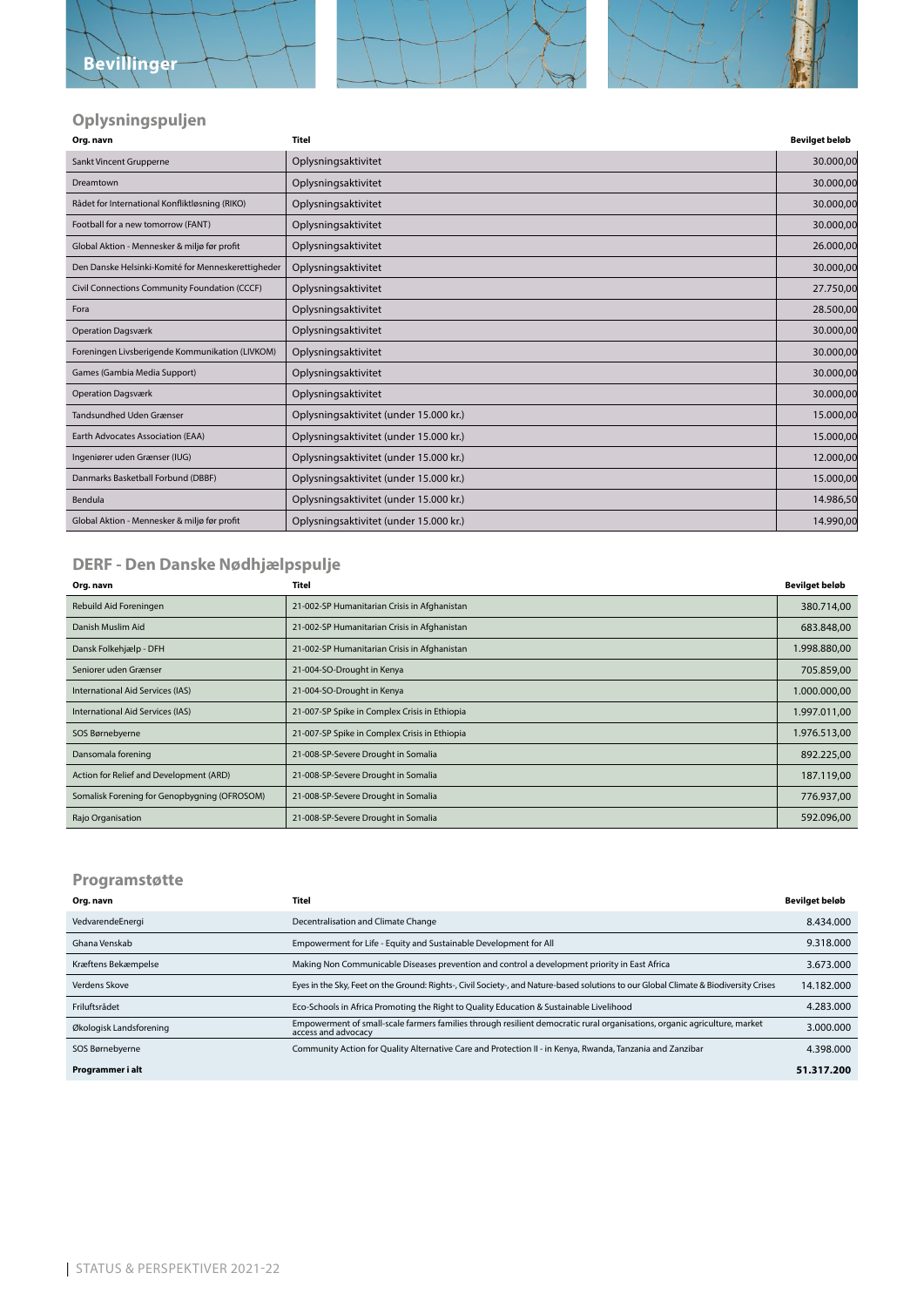# Bevillinger

## Oplysningspuljen

| Org. navn | Titel | Bevilget beløb |
|---|---|---|
| Sankt Vincent Grupperne | Oplysningsaktivitet | 30.000,00 |
| Dreamtown | Oplysningsaktivitet | 30.000,00 |
| Rådet for International Konfliktløsning (RIKO) | Oplysningsaktivitet | 30.000,00 |
| Football for a new tomorrow (FANT) | Oplysningsaktivitet | 30.000,00 |
| Global Aktion - Mennesker & miljø før profit | Oplysningsaktivitet | 26.000,00 |
| Den Danske Helsinki-Komité for Menneskerettigheder | Oplysningsaktivitet | 30.000,00 |
| Civil Connections Community Foundation (CCCF) | Oplysningsaktivitet | 27.750,00 |
| Fora | Oplysningsaktivitet | 28.500,00 |
| Operation Dagsværk | Oplysningsaktivitet | 30.000,00 |
| Foreningen Livsberigende Kommunikation (LIVKOM) | Oplysningsaktivitet | 30.000,00 |
| Games (Gambia Media Support) | Oplysningsaktivitet | 30.000,00 |
| Operation Dagsværk | Oplysningsaktivitet | 30.000,00 |
| Tandsundhed Uden Grænser | Oplysningsaktivitet (under 15.000 kr.) | 15.000,00 |
| Earth Advocates Association (EAA) | Oplysningsaktivitet (under 15.000 kr.) | 15.000,00 |
| Ingeniører uden Grænser (IUG) | Oplysningsaktivitet (under 15.000 kr.) | 12.000,00 |
| Danmarks Basketball Forbund (DBBF) | Oplysningsaktivitet (under 15.000 kr.) | 15.000,00 |
| Bendula | Oplysningsaktivitet (under 15.000 kr.) | 14.986,50 |
| Global Aktion - Mennesker & miljø før profit | Oplysningsaktivitet (under 15.000 kr.) | 14.990,00 |

## DERF - Den Danske Nødhjælpspulje

| Org. navn | Titel | Bevilget beløb |
|---|---|---|
| Rebuild Aid Foreningen | 21-002-SP Humanitarian Crisis in Afghanistan | 380.714,00 |
| Danish Muslim Aid | 21-002-SP Humanitarian Crisis in Afghanistan | 683.848,00 |
| Dansk Folkehjælp - DFH | 21-002-SP Humanitarian Crisis in Afghanistan | 1.998.880,00 |
| Seniorer uden Grænser | 21-004-SO-Drought in Kenya | 705.859,00 |
| International Aid Services (IAS) | 21-004-SO-Drought in Kenya | 1.000.000,00 |
| International Aid Services (IAS) | 21-007-SP Spike in Complex Crisis in Ethiopia | 1.997.011,00 |
| SOS Børnebyerne | 21-007-SP Spike in Complex Crisis in Ethiopia | 1.976.513,00 |
| Dansomala forening | 21-008-SP-Severe Drought in Somalia | 892.225,00 |
| Action for Relief and Development (ARD) | 21-008-SP-Severe Drought in Somalia | 187.119,00 |
| Somalisk Forening for Genopbygning (OFROSOM) | 21-008-SP-Severe Drought in Somalia | 776.937,00 |
| Rajo Organisation | 21-008-SP-Severe Drought in Somalia | 592.096,00 |

## Programstøtte

| Org. navn | Titel | Bevilget beløb |
|---|---|---|
| VedvarendeEnergi | Decentralisation and Climate Change | 8.434.000 |
| Ghana Venskab | Empowerment for Life - Equity and Sustainable Development for All | 9.318.000 |
| Kræftens Bekæmpelse | Making Non Communicable Diseases prevention and control a development priority in East Africa | 3.673.000 |
| Verdens Skove | Eyes in the Sky, Feet on the Ground: Rights-, Civil Society-, and Nature-based solutions to our Global Climate & Biodiversity Crises | 14.182.000 |
| Friluftsrådet | Eco-Schools in Africa Promoting the Right to Quality Education & Sustainable Livelihood | 4.283.000 |
| Økologisk Landsforening | Empowerment of small-scale farmers families through resilient democratic rural organisations, organic agriculture, market access and advocacy | 3.000.000 |
| SOS Børnebyerne | Community Action for Quality Alternative Care and Protection II - in Kenya, Rwanda, Tanzania and Zanzibar | 4.398.000 |
| **Programmer i alt** | | **51.317.200** |